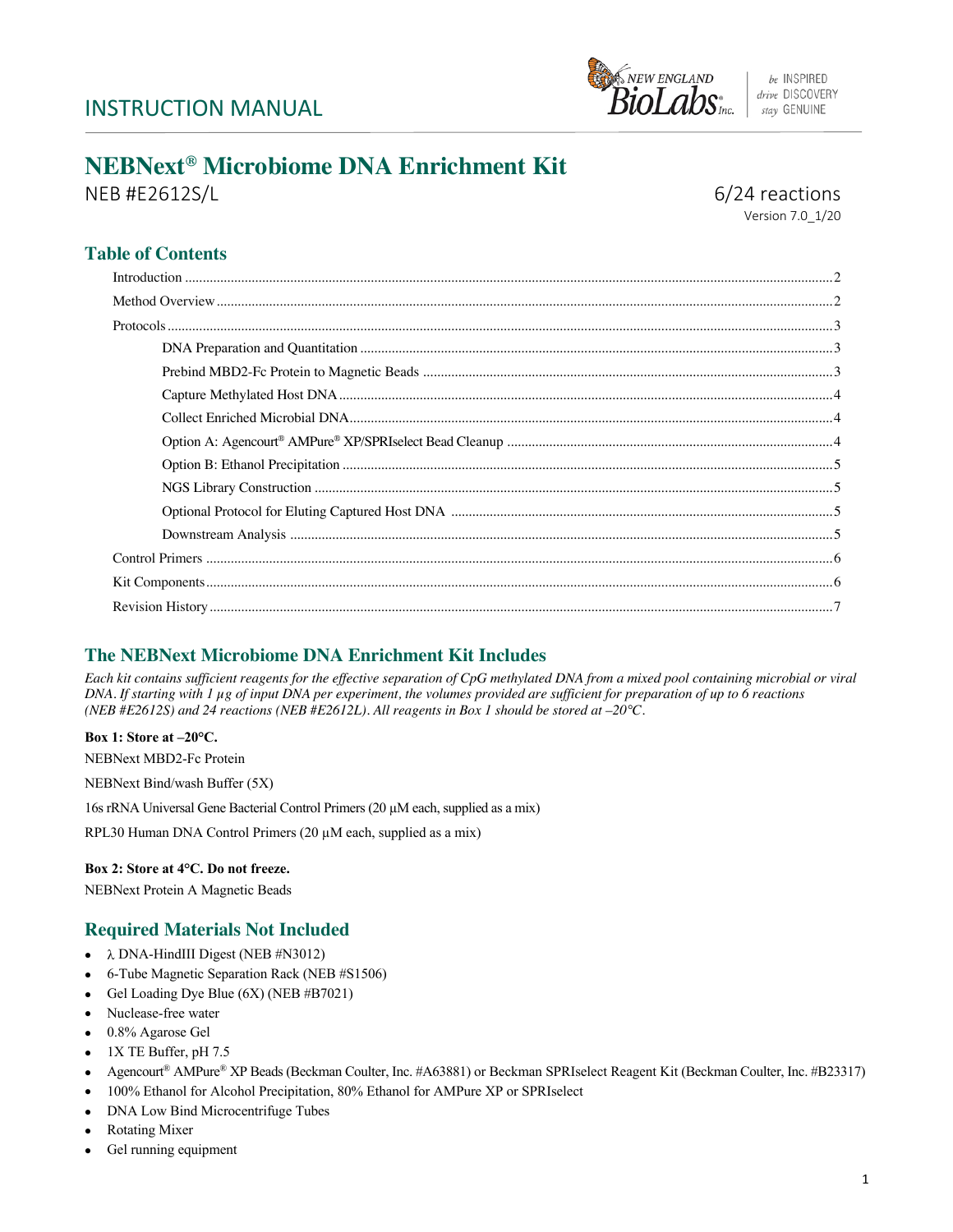INSTRUCTION MANUAL

# NEBNext® Microbiome DNA Enrichment Kit

NEB #E2612S/L

6/24 reactions

Version 7.0_1/20

## Table of Contents

- Introduction ..... 2
- Method Overview ..... 2
- Protocols ..... 3
  - DNA Preparation and Quantitation ..... 3
  - Prebind MBD2-Fc Protein to Magnetic Beads ..... 3
  - Capture Methylated Host DNA ..... 4
  - Collect Enriched Microbial DNA ..... 4
  - Option A: Agencourt® AMPure® XP/SPRIselect Bead Cleanup ..... 4
  - Option B: Ethanol Precipitation ..... 5
  - NGS Library Construction ..... 5
  - Optional Protocol for Eluting Captured Host DNA ..... 5
  - Downstream Analysis ..... 5
- Control Primers ..... 6
- Kit Components ..... 6
- Revision History ..... 7

## The NEBNext Microbiome DNA Enrichment Kit Includes

*Each kit contains sufficient reagents for the effective separation of CpG methylated DNA from a mixed pool containing microbial or viral DNA. If starting with 1 µg of input DNA per experiment, the volumes provided are sufficient for preparation of up to 6 reactions (NEB #E2612S) and 24 reactions (NEB #E2612L). All reagents in Box 1 should be stored at –20°C.*

**Box 1: Store at –20°C.**

NEBNext MBD2-Fc Protein

NEBNext Bind/wash Buffer (5X)

16s rRNA Universal Gene Bacterial Control Primers (20 µM each, supplied as a mix)

RPL30 Human DNA Control Primers (20 µM each, supplied as a mix)

**Box 2: Store at 4°C. Do not freeze.**

NEBNext Protein A Magnetic Beads

## Required Materials Not Included

- λ DNA-HindIII Digest (NEB #N3012)
- 6-Tube Magnetic Separation Rack (NEB #S1506)
- Gel Loading Dye Blue (6X) (NEB #B7021)
- Nuclease-free water
- 0.8% Agarose Gel
- 1X TE Buffer, pH 7.5
- Agencourt® AMPure® XP Beads (Beckman Coulter, Inc. #A63881) or Beckman SPRIselect Reagent Kit (Beckman Coulter, Inc. #B23317)
- 100% Ethanol for Alcohol Precipitation, 80% Ethanol for AMPure XP or SPRIselect
- DNA Low Bind Microcentrifuge Tubes
- Rotating Mixer
- Gel running equipment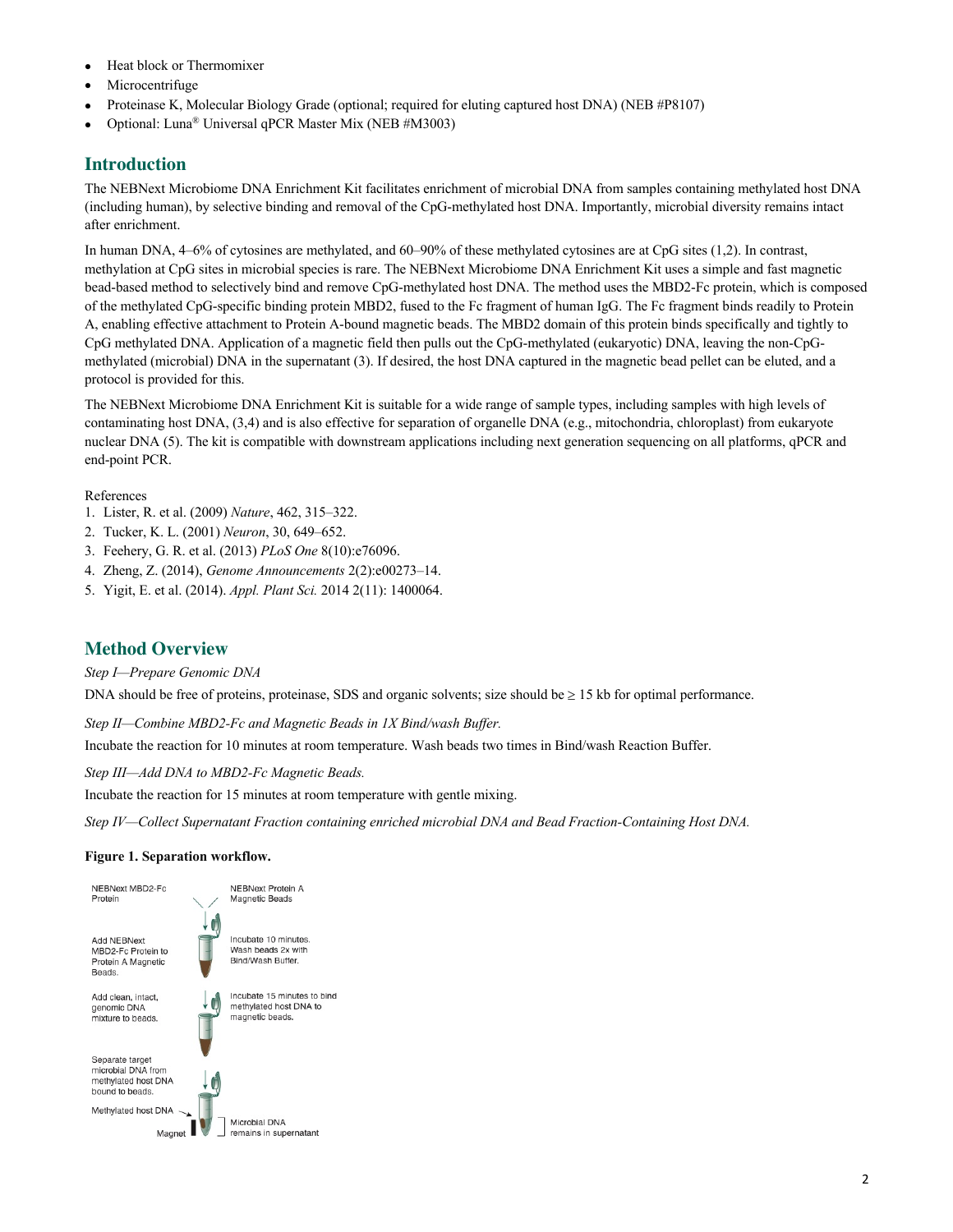- Heat block or Thermomixer
- Microcentrifuge
- Proteinase K, Molecular Biology Grade (optional; required for eluting captured host DNA) (NEB #P8107)
- Optional: Luna® Universal qPCR Master Mix (NEB #M3003)

## Introduction

The NEBNext Microbiome DNA Enrichment Kit facilitates enrichment of microbial DNA from samples containing methylated host DNA (including human), by selective binding and removal of the CpG-methylated host DNA. Importantly, microbial diversity remains intact after enrichment.

In human DNA, 4–6% of cytosines are methylated, and 60–90% of these methylated cytosines are at CpG sites (1,2). In contrast, methylation at CpG sites in microbial species is rare. The NEBNext Microbiome DNA Enrichment Kit uses a simple and fast magnetic bead-based method to selectively bind and remove CpG-methylated host DNA. The method uses the MBD2-Fc protein, which is composed of the methylated CpG-specific binding protein MBD2, fused to the Fc fragment of human IgG. The Fc fragment binds readily to Protein A, enabling effective attachment to Protein A-bound magnetic beads. The MBD2 domain of this protein binds specifically and tightly to CpG methylated DNA. Application of a magnetic field then pulls out the CpG-methylated (eukaryotic) DNA, leaving the non-CpG-methylated (microbial) DNA in the supernatant (3). If desired, the host DNA captured in the magnetic bead pellet can be eluted, and a protocol is provided for this.

The NEBNext Microbiome DNA Enrichment Kit is suitable for a wide range of sample types, including samples with high levels of contaminating host DNA, (3,4) and is also effective for separation of organelle DNA (e.g., mitochondria, chloroplast) from eukaryote nuclear DNA (5). The kit is compatible with downstream applications including next generation sequencing on all platforms, qPCR and end-point PCR.

References

1. Lister, R. et al. (2009) *Nature*, 462, 315–322.
2. Tucker, K. L. (2001) *Neuron*, 30, 649–652.
3. Feehery, G. R. et al. (2013) *PLoS One* 8(10):e76096.
4. Zheng, Z. (2014), *Genome Announcements* 2(2):e00273–14.
5. Yigit, E. et al. (2014). *Appl. Plant Sci.* 2014 2(11): 1400064.

## Method Overview

*Step I—Prepare Genomic DNA*

DNA should be free of proteins, proteinase, SDS and organic solvents; size should be ≥ 15 kb for optimal performance.

*Step II—Combine MBD2-Fc and Magnetic Beads in 1X Bind/wash Buffer.*

Incubate the reaction for 10 minutes at room temperature. Wash beads two times in Bind/wash Reaction Buffer.

*Step III—Add DNA to MBD2-Fc Magnetic Beads.*

Incubate the reaction for 15 minutes at room temperature with gentle mixing.

*Step IV—Collect Supernatant Fraction containing enriched microbial DNA and Bead Fraction-Containing Host DNA.*

**Figure 1. Separation workflow.**

NEBNext MBD2-Fc Protein | NEBNext Protein A Magnetic Beads

Add NEBNext MBD2-Fc Protein to Protein A Magnetic Beads. | Incubate 10 minutes. Wash beads 2x with Bind/Wash Buffer.

Add clean, intact, genomic DNA mixture to beads. | Incubate 15 minutes to bind methylated host DNA to magnetic beads.

Separate target microbial DNA from methylated host DNA bound to beads.

Methylated host DNA | Magnet | Microbial DNA remains in supernatant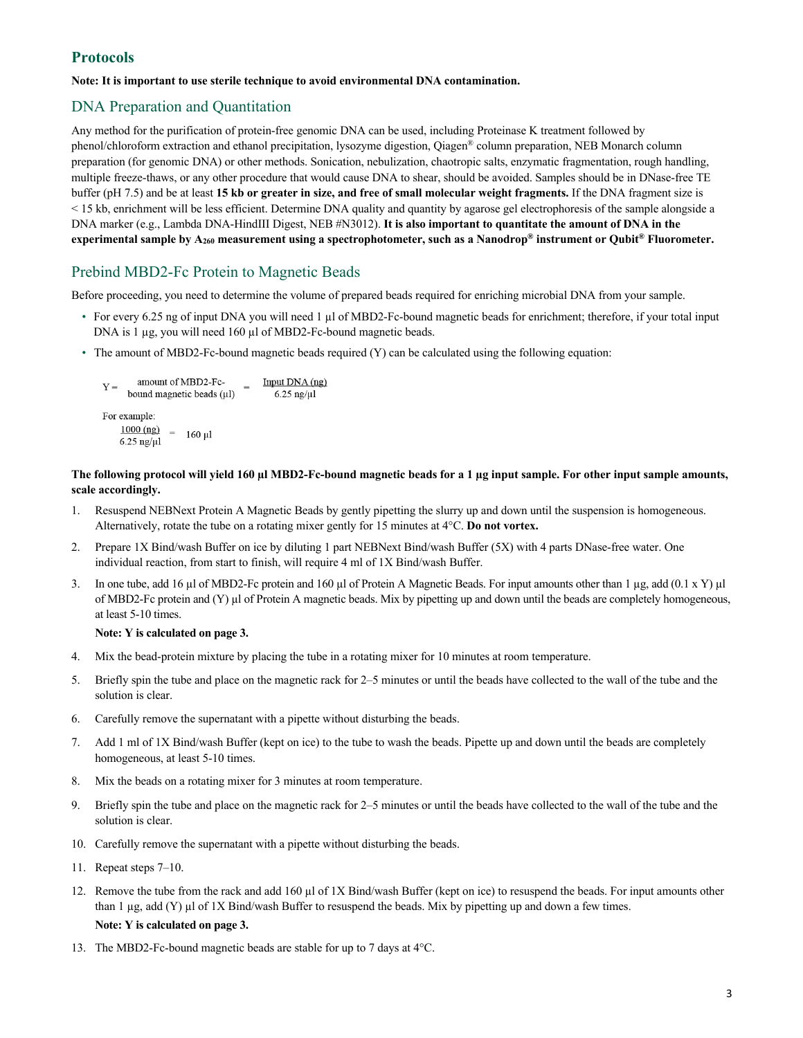## Protocols

**Note: It is important to use sterile technique to avoid environmental DNA contamination.**

### DNA Preparation and Quantitation

Any method for the purification of protein-free genomic DNA can be used, including Proteinase K treatment followed by phenol/chloroform extraction and ethanol precipitation, lysozyme digestion, Qiagen® column preparation, NEB Monarch column preparation (for genomic DNA) or other methods. Sonication, nebulization, chaotropic salts, enzymatic fragmentation, rough handling, multiple freeze-thaws, or any other procedure that would cause DNA to shear, should be avoided. Samples should be in DNase-free TE buffer (pH 7.5) and be at least **15 kb or greater in size, and free of small molecular weight fragments.** If the DNA fragment size is < 15 kb, enrichment will be less efficient. Determine DNA quality and quantity by agarose gel electrophoresis of the sample alongside a DNA marker (e.g., Lambda DNA-HindIII Digest, NEB #N3012). **It is also important to quantitate the amount of DNA in the experimental sample by $A_{260}$ measurement using a spectrophotometer, such as a Nanodrop® instrument or Qubit® Fluorometer.**

### Prebind MBD2-Fc Protein to Magnetic Beads

Before proceeding, you need to determine the volume of prepared beads required for enriching microbial DNA from your sample.

- For every 6.25 ng of input DNA you will need 1 µl of MBD2-Fc-bound magnetic beads for enrichment; therefore, if your total input DNA is 1 µg, you will need 160 µl of MBD2-Fc-bound magnetic beads.
- The amount of MBD2-Fc-bound magnetic beads required (Y) can be calculated using the following equation:

$$Y = \text{amount of MBD2-Fc-bound magnetic beads } (\mu l) = \frac{\text{Input DNA (ng)}}{6.25 \text{ ng}/\mu l}$$

For example:

$$\frac{1000 \text{ (ng)}}{6.25 \text{ ng}/\mu l} = 160 \ \mu l$$

**The following protocol will yield 160 µl MBD2-Fc-bound magnetic beads for a 1 µg input sample. For other input sample amounts, scale accordingly.**

1. Resuspend NEBNext Protein A Magnetic Beads by gently pipetting the slurry up and down until the suspension is homogeneous. Alternatively, rotate the tube on a rotating mixer gently for 15 minutes at 4°C. **Do not vortex.**
2. Prepare 1X Bind/wash Buffer on ice by diluting 1 part NEBNext Bind/wash Buffer (5X) with 4 parts DNase-free water. One individual reaction, from start to finish, will require 4 ml of 1X Bind/wash Buffer.
3. In one tube, add 16 µl of MBD2-Fc protein and 160 µl of Protein A Magnetic Beads. For input amounts other than 1 µg, add (0.1 x Y) µl of MBD2-Fc protein and (Y) µl of Protein A magnetic beads. Mix by pipetting up and down until the beads are completely homogeneous, at least 5-10 times.

   **Note: Y is calculated on page 3.**
4. Mix the bead-protein mixture by placing the tube in a rotating mixer for 10 minutes at room temperature.
5. Briefly spin the tube and place on the magnetic rack for 2–5 minutes or until the beads have collected to the wall of the tube and the solution is clear.
6. Carefully remove the supernatant with a pipette without disturbing the beads.
7. Add 1 ml of 1X Bind/wash Buffer (kept on ice) to the tube to wash the beads. Pipette up and down until the beads are completely homogeneous, at least 5-10 times.
8. Mix the beads on a rotating mixer for 3 minutes at room temperature.
9. Briefly spin the tube and place on the magnetic rack for 2–5 minutes or until the beads have collected to the wall of the tube and the solution is clear.
10. Carefully remove the supernatant with a pipette without disturbing the beads.
11. Repeat steps 7–10.
12. Remove the tube from the rack and add 160 µl of 1X Bind/wash Buffer (kept on ice) to resuspend the beads. For input amounts other than 1 µg, add (Y) µl of 1X Bind/wash Buffer to resuspend the beads. Mix by pipetting up and down a few times.

    **Note: Y is calculated on page 3.**
13. The MBD2-Fc-bound magnetic beads are stable for up to 7 days at 4°C.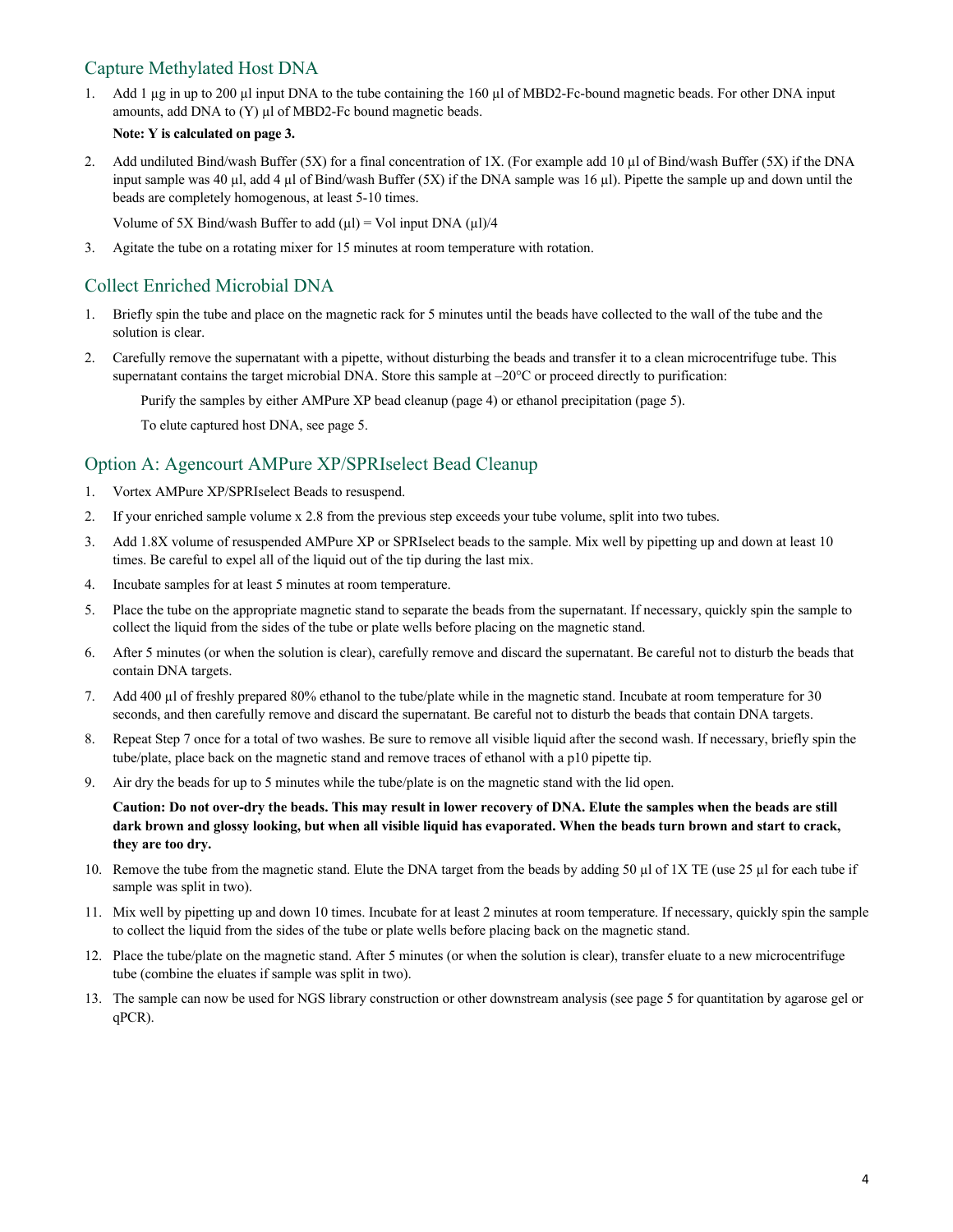## Capture Methylated Host DNA

1. Add 1 µg in up to 200 µl input DNA to the tube containing the 160 µl of MBD2-Fc-bound magnetic beads. For other DNA input amounts, add DNA to (Y) µl of MBD2-Fc bound magnetic beads.

   **Note: Y is calculated on page 3.**

2. Add undiluted Bind/wash Buffer (5X) for a final concentration of 1X. (For example add 10 µl of Bind/wash Buffer (5X) if the DNA input sample was 40 µl, add 4 µl of Bind/wash Buffer (5X) if the DNA sample was 16 µl). Pipette the sample up and down until the beads are completely homogenous, at least 5-10 times.

   Volume of 5X Bind/wash Buffer to add (µl) = Vol input DNA (µl)/4

3. Agitate the tube on a rotating mixer for 15 minutes at room temperature with rotation.

## Collect Enriched Microbial DNA

1. Briefly spin the tube and place on the magnetic rack for 5 minutes until the beads have collected to the wall of the tube and the solution is clear.
2. Carefully remove the supernatant with a pipette, without disturbing the beads and transfer it to a clean microcentrifuge tube. This supernatant contains the target microbial DNA. Store this sample at –20°C or proceed directly to purification:

   Purify the samples by either AMPure XP bead cleanup (page 4) or ethanol precipitation (page 5).

   To elute captured host DNA, see page 5.

## Option A: Agencourt AMPure XP/SPRIselect Bead Cleanup

1. Vortex AMPure XP/SPRIselect Beads to resuspend.
2. If your enriched sample volume x 2.8 from the previous step exceeds your tube volume, split into two tubes.
3. Add 1.8X volume of resuspended AMPure XP or SPRIselect beads to the sample. Mix well by pipetting up and down at least 10 times. Be careful to expel all of the liquid out of the tip during the last mix.
4. Incubate samples for at least 5 minutes at room temperature.
5. Place the tube on the appropriate magnetic stand to separate the beads from the supernatant. If necessary, quickly spin the sample to collect the liquid from the sides of the tube or plate wells before placing on the magnetic stand.
6. After 5 minutes (or when the solution is clear), carefully remove and discard the supernatant. Be careful not to disturb the beads that contain DNA targets.
7. Add 400 µl of freshly prepared 80% ethanol to the tube/plate while in the magnetic stand. Incubate at room temperature for 30 seconds, and then carefully remove and discard the supernatant. Be careful not to disturb the beads that contain DNA targets.
8. Repeat Step 7 once for a total of two washes. Be sure to remove all visible liquid after the second wash. If necessary, briefly spin the tube/plate, place back on the magnetic stand and remove traces of ethanol with a p10 pipette tip.
9. Air dry the beads for up to 5 minutes while the tube/plate is on the magnetic stand with the lid open.

   **Caution: Do not over-dry the beads. This may result in lower recovery of DNA. Elute the samples when the beads are still dark brown and glossy looking, but when all visible liquid has evaporated. When the beads turn brown and start to crack, they are too dry.**

10. Remove the tube from the magnetic stand. Elute the DNA target from the beads by adding 50 µl of 1X TE (use 25 µl for each tube if sample was split in two).
11. Mix well by pipetting up and down 10 times. Incubate for at least 2 minutes at room temperature. If necessary, quickly spin the sample to collect the liquid from the sides of the tube or plate wells before placing back on the magnetic stand.
12. Place the tube/plate on the magnetic stand. After 5 minutes (or when the solution is clear), transfer eluate to a new microcentrifuge tube (combine the eluates if sample was split in two).
13. The sample can now be used for NGS library construction or other downstream analysis (see page 5 for quantitation by agarose gel or qPCR).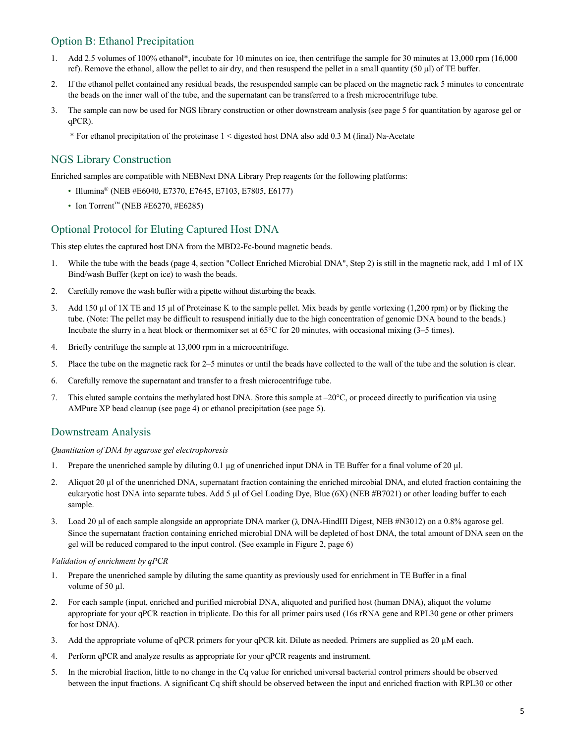## Option B: Ethanol Precipitation

1. Add 2.5 volumes of 100% ethanol*, incubate for 10 minutes on ice, then centrifuge the sample for 30 minutes at 13,000 rpm (16,000 rcf). Remove the ethanol, allow the pellet to air dry, and then resuspend the pellet in a small quantity (50 µl) of TE buffer.
2. If the ethanol pellet contained any residual beads, the resuspended sample can be placed on the magnetic rack 5 minutes to concentrate the beads on the inner wall of the tube, and the supernatant can be transferred to a fresh microcentrifuge tube.
3. The sample can now be used for NGS library construction or other downstream analysis (see page 5 for quantitation by agarose gel or qPCR).

\* For ethanol precipitation of the proteinase 1 < digested host DNA also add 0.3 M (final) Na-Acetate

## NGS Library Construction

Enriched samples are compatible with NEBNext DNA Library Prep reagents for the following platforms:

- Illumina® (NEB #E6040, E7370, E7645, E7103, E7805, E6177)
- Ion Torrent™ (NEB #E6270, #E6285)

## Optional Protocol for Eluting Captured Host DNA

This step elutes the captured host DNA from the MBD2-Fc-bound magnetic beads.

1. While the tube with the beads (page 4, section "Collect Enriched Microbial DNA", Step 2) is still in the magnetic rack, add 1 ml of 1X Bind/wash Buffer (kept on ice) to wash the beads.
2. Carefully remove the wash buffer with a pipette without disturbing the beads.
3. Add 150 µl of 1X TE and 15 µl of Proteinase K to the sample pellet. Mix beads by gentle vortexing (1,200 rpm) or by flicking the tube. (Note: The pellet may be difficult to resuspend initially due to the high concentration of genomic DNA bound to the beads.) Incubate the slurry in a heat block or thermomixer set at 65°C for 20 minutes, with occasional mixing (3–5 times).
4. Briefly centrifuge the sample at 13,000 rpm in a microcentrifuge.
5. Place the tube on the magnetic rack for 2–5 minutes or until the beads have collected to the wall of the tube and the solution is clear.
6. Carefully remove the supernatant and transfer to a fresh microcentrifuge tube.
7. This eluted sample contains the methylated host DNA. Store this sample at –20°C, or proceed directly to purification via using AMPure XP bead cleanup (see page 4) or ethanol precipitation (see page 5).

## Downstream Analysis

*Quantitation of DNA by agarose gel electrophoresis*

1. Prepare the unenriched sample by diluting 0.1 µg of unenriched input DNA in TE Buffer for a final volume of 20 µl.
2. Aliquot 20 µl of the unenriched DNA, supernatant fraction containing the enriched mircobial DNA, and eluted fraction containing the eukaryotic host DNA into separate tubes. Add 5 µl of Gel Loading Dye, Blue (6X) (NEB #B7021) or other loading buffer to each sample.
3. Load 20 µl of each sample alongside an appropriate DNA marker (λ DNA-HindIII Digest, NEB #N3012) on a 0.8% agarose gel. Since the supernatant fraction containing enriched microbial DNA will be depleted of host DNA, the total amount of DNA seen on the gel will be reduced compared to the input control. (See example in Figure 2, page 6)

*Validation of enrichment by qPCR*

1. Prepare the unenriched sample by diluting the same quantity as previously used for enrichment in TE Buffer in a final volume of 50 µl.
2. For each sample (input, enriched and purified microbial DNA, aliquoted and purified host (human DNA), aliquot the volume appropriate for your qPCR reaction in triplicate. Do this for all primer pairs used (16s rRNA gene and RPL30 gene or other primers for host DNA).
3. Add the appropriate volume of qPCR primers for your qPCR kit. Dilute as needed. Primers are supplied as 20 µM each.
4. Perform qPCR and analyze results as appropriate for your qPCR reagents and instrument.
5. In the microbial fraction, little to no change in the Cq value for enriched universal bacterial control primers should be observed between the input fractions. A significant Cq shift should be observed between the input and enriched fraction with RPL30 or other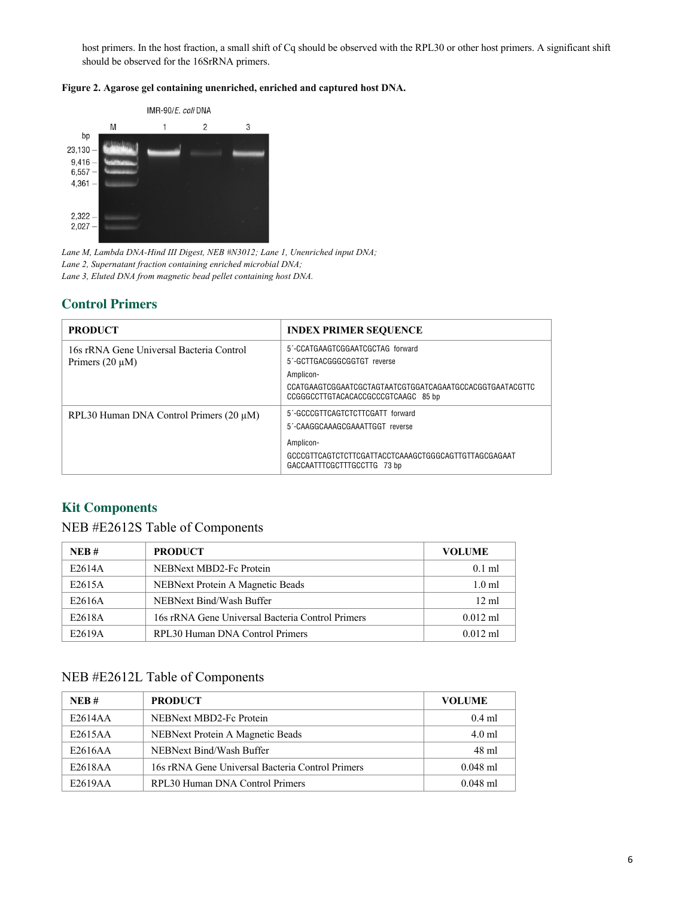host primers. In the host fraction, a small shift of Cq should be observed with the RPL30 or other host primers. A significant shift should be observed for the 16SrRNA primers.

**Figure 2. Agarose gel containing unenriched, enriched and captured host DNA.**

*Lane M, Lambda DNA-Hind III Digest, NEB #N3012; Lane 1, Unenriched input DNA;*
*Lane 2, Supernatant fraction containing enriched microbial DNA;*
*Lane 3, Eluted DNA from magnetic bead pellet containing host DNA.*

## Control Primers

| PRODUCT | INDEX PRIMER SEQUENCE |
| --- | --- |
| 16s rRNA Gene Universal Bacteria Control Primers (20 µM) | 5´-CCATGAAGTCGGAATCGCTAG forward<br>5´-GCTTGACGGGCGGTGT reverse<br>Amplicon-<br>CCATGAAGTCGGAATCGCTAGTAATCGTGGATCAGAATGCCACGGTGAATACGTTCCCGGGCCTTGTACACACCGCCCGTCAAGC 85 bp |
| RPL30 Human DNA Control Primers (20 µM) | 5´-GCCCGTTCAGTCTCTTCGATT forward<br>5´-CAAGGCAAAGCGAAATTGGT reverse<br>Amplicon-<br>GCCCGTTCAGTCTCTTCGATTACCTCAAAGCTGGGCAGTTGTTAGCGAGAATGACCAATTTCGCTTTGCCTTG 73 bp |

## Kit Components

NEB #E2612S Table of Components

| NEB # | PRODUCT | VOLUME |
| --- | --- | --- |
| E2614A | NEBNext MBD2-Fc Protein | 0.1 ml |
| E2615A | NEBNext Protein A Magnetic Beads | 1.0 ml |
| E2616A | NEBNext Bind/Wash Buffer | 12 ml |
| E2618A | 16s rRNA Gene Universal Bacteria Control Primers | 0.012 ml |
| E2619A | RPL30 Human DNA Control Primers | 0.012 ml |

NEB #E2612L Table of Components

| NEB # | PRODUCT | VOLUME |
| --- | --- | --- |
| E2614AA | NEBNext MBD2-Fc Protein | 0.4 ml |
| E2615AA | NEBNext Protein A Magnetic Beads | 4.0 ml |
| E2616AA | NEBNext Bind/Wash Buffer | 48 ml |
| E2618AA | 16s rRNA Gene Universal Bacteria Control Primers | 0.048 ml |
| E2619AA | RPL30 Human DNA Control Primers | 0.048 ml |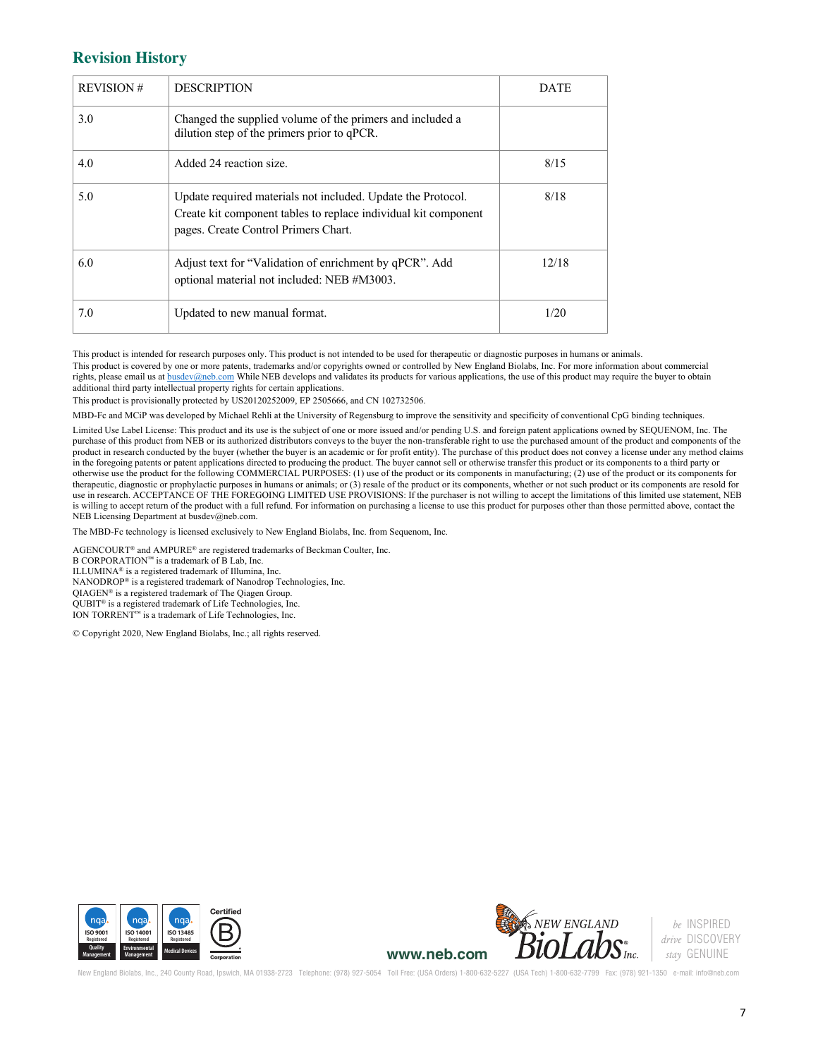## Revision History

| REVISION # | DESCRIPTION | DATE |
|---|---|---|
| 3.0 | Changed the supplied volume of the primers and included a dilution step of the primers prior to qPCR. | |
| 4.0 | Added 24 reaction size. | 8/15 |
| 5.0 | Update required materials not included. Update the Protocol. Create kit component tables to replace individual kit component pages. Create Control Primers Chart. | 8/18 |
| 6.0 | Adjust text for "Validation of enrichment by qPCR". Add optional material not included: NEB #M3003. | 12/18 |
| 7.0 | Updated to new manual format. | 1/20 |

This product is intended for research purposes only. This product is not intended to be used for therapeutic or diagnostic purposes in humans or animals.

This product is covered by one or more patents, trademarks and/or copyrights owned or controlled by New England Biolabs, Inc. For more information about commercial rights, please email us at busdev@neb.com While NEB develops and validates its products for various applications, the use of this product may require the buyer to obtain additional third party intellectual property rights for certain applications.

This product is provisionally protected by US20120252009, EP 2505666, and CN 102732506.

MBD-Fc and MCiP was developed by Michael Rehli at the University of Regensburg to improve the sensitivity and specificity of conventional CpG binding techniques.

Limited Use Label License: This product and its use is the subject of one or more issued and/or pending U.S. and foreign patent applications owned by SEQUENOM, Inc. The purchase of this product from NEB or its authorized distributors conveys to the buyer the non-transferable right to use the purchased amount of the product and components of the product in research conducted by the buyer (whether the buyer is an academic or for profit entity). The purchase of this product does not convey a license under any method claims in the foregoing patents or patent applications directed to producing the product. The buyer cannot sell or otherwise transfer this product or its components to a third party or otherwise use the product for the following COMMERCIAL PURPOSES: (1) use of the product or its components in manufacturing; (2) use of the product or its components for therapeutic, diagnostic or prophylactic purposes in humans or animals; or (3) resale of the product or its components, whether or not such product or its components are resold for use in research. ACCEPTANCE OF THE FOREGOING LIMITED USE PROVISIONS: If the purchaser is not willing to accept the limitations of this limited use statement, NEB is willing to accept return of the product with a full refund. For information on purchasing a license to use this product for purposes other than those permitted above, contact the NEB Licensing Department at busdev@neb.com.

The MBD-Fc technology is licensed exclusively to New England Biolabs, Inc. from Sequenom, Inc.

AGENCOURT® and AMPURE® are registered trademarks of Beckman Coulter, Inc.
B CORPORATION™ is a trademark of B Lab, Inc.
ILLUMINA® is a registered trademark of Illumina, Inc.
NANODROP® is a registered trademark of Nanodrop Technologies, Inc.
QIAGEN® is a registered trademark of The Qiagen Group.
QUBIT® is a registered trademark of Life Technologies, Inc.
ION TORRENT™ is a trademark of Life Technologies, Inc.

© Copyright 2020, New England Biolabs, Inc.; all rights reserved.

www.neb.com

New England Biolabs, Inc., 240 County Road, Ipswich, MA 01938-2723 Telephone: (978) 927-5054 Toll Free: (USA Orders) 1-800-632-5227 (USA Tech) 1-800-632-7799 Fax: (978) 921-1350 e-mail: info@neb.com